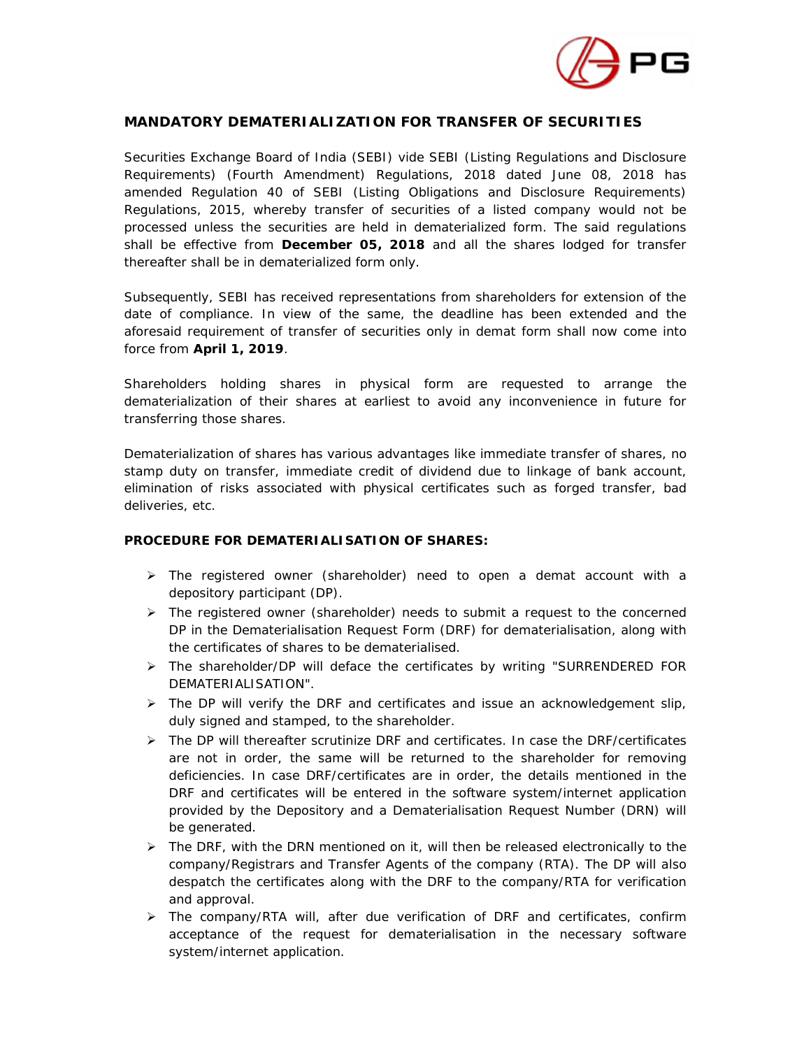## MANDATORY DEMATERIALIZATION FOR TRANSFER OF SECURITIES

Securities Exchange Board of India (SEBI) vide SEBI (Listing Regulations and Disclosure Requirements) (Fourth Amendment) Regulations, 2018 dated June 08, 2018 has amended Regulation 40 of SEBI (Listing Obligations and Disclosure Requirements) Regulations, 2015, whereby transfer of securities of a listed company would not be processed unless the securities are held in dematerialized form. The said regulations shall be effective from **December 05, 2018** and all the shares lodged for transfer thereafter shall be in dematerialized form only.

Subsequently, SEBI has received representations from shareholders for extension of the date of compliance. In view of the same, the deadline has been extended and the aforesaid requirement of transfer of securities only in demat form shall now come into force from **April 1, 2019**.

Shareholders holding shares in physical form are requested to arrange the dematerialization of their shares at earliest to avoid any inconvenience in future for transferring those shares.

Dematerialization of shares has various advantages like immediate transfer of shares, no stamp duty on transfer, immediate credit of dividend due to linkage of bank account, elimination of risks associated with physical certificates such as forged transfer, bad deliveries, etc.

### PROCEDURE FOR DEMATERIALISATION OF SHARES:

- The registered owner (shareholder) need to open a demat account with a depository participant (DP).
- The registered owner (shareholder) needs to submit a request to the concerned DP in the Dematerialisation Request Form (DRF) for dematerialisation, along with the certificates of shares to be dematerialised.
- The shareholder/DP will deface the certificates by writing "SURRENDERED FOR DEMATERIALISATION".
- The DP will verify the DRF and certificates and issue an acknowledgement slip, duly signed and stamped, to the shareholder.
- The DP will thereafter scrutinize DRF and certificates. In case the DRF/certificates are not in order, the same will be returned to the shareholder for removing deficiencies. In case DRF/certificates are in order, the details mentioned in the DRF and certificates will be entered in the software system/internet application provided by the Depository and a Dematerialisation Request Number (DRN) will be generated.
- The DRF, with the DRN mentioned on it, will then be released electronically to the company/Registrars and Transfer Agents of the company (RTA). The DP will also despatch the certificates along with the DRF to the company/RTA for verification and approval.
- The company/RTA will, after due verification of DRF and certificates, confirm acceptance of the request for dematerialisation in the necessary software system/internet application.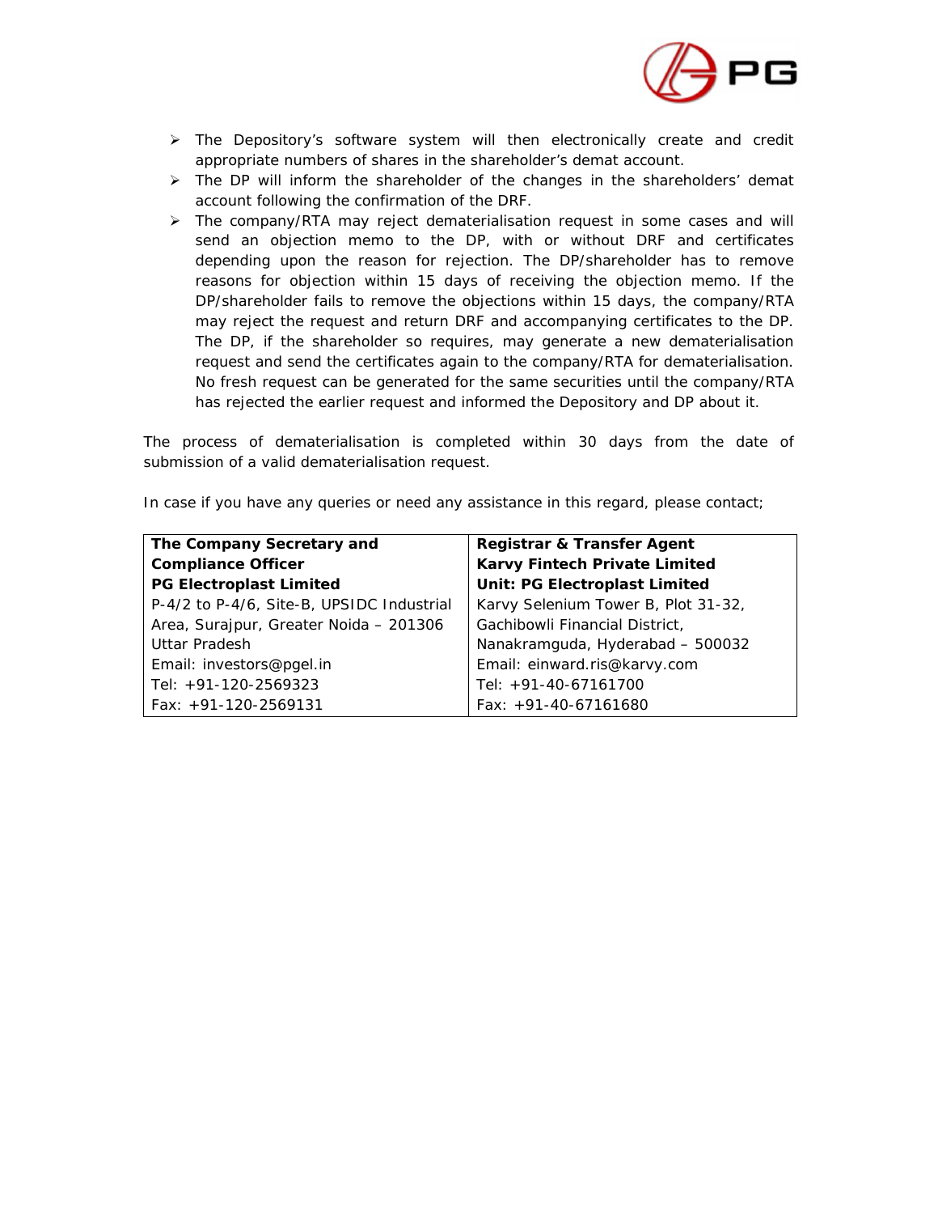- The Depository's software system will then electronically create and credit appropriate numbers of shares in the shareholder's demat account.
- The DP will inform the shareholder of the changes in the shareholders' demat account following the confirmation of the DRF.
- The company/RTA may reject dematerialisation request in some cases and will send an objection memo to the DP, with or without DRF and certificates depending upon the reason for rejection. The DP/shareholder has to remove reasons for objection within 15 days of receiving the objection memo. If the DP/shareholder fails to remove the objections within 15 days, the company/RTA may reject the request and return DRF and accompanying certificates to the DP. The DP, if the shareholder so requires, may generate a new dematerialisation request and send the certificates again to the company/RTA for dematerialisation. No fresh request can be generated for the same securities until the company/RTA has rejected the earlier request and informed the Depository and DP about it.

The process of dematerialisation is completed within 30 days from the date of submission of a valid dematerialisation request.

In case if you have any queries or need any assistance in this regard, please contact;

| | |
|---|---|
| **The Company Secretary and Compliance Officer**<br>**PG Electroplast Limited**<br>P-4/2 to P-4/6, Site-B, UPSIDC Industrial Area, Surajpur, Greater Noida – 201306<br>Uttar Pradesh<br>Email: investors@pgel.in<br>Tel: +91-120-2569323<br>Fax: +91-120-2569131 | **Registrar & Transfer Agent**<br>**Karvy Fintech Private Limited**<br>**Unit: PG Electroplast Limited**<br>Karvy Selenium Tower B, Plot 31-32, Gachibowli Financial District,<br>Nanakramguda, Hyderabad – 500032<br>Email: einward.ris@karvy.com<br>Tel: +91-40-67161700<br>Fax: +91-40-67161680 |